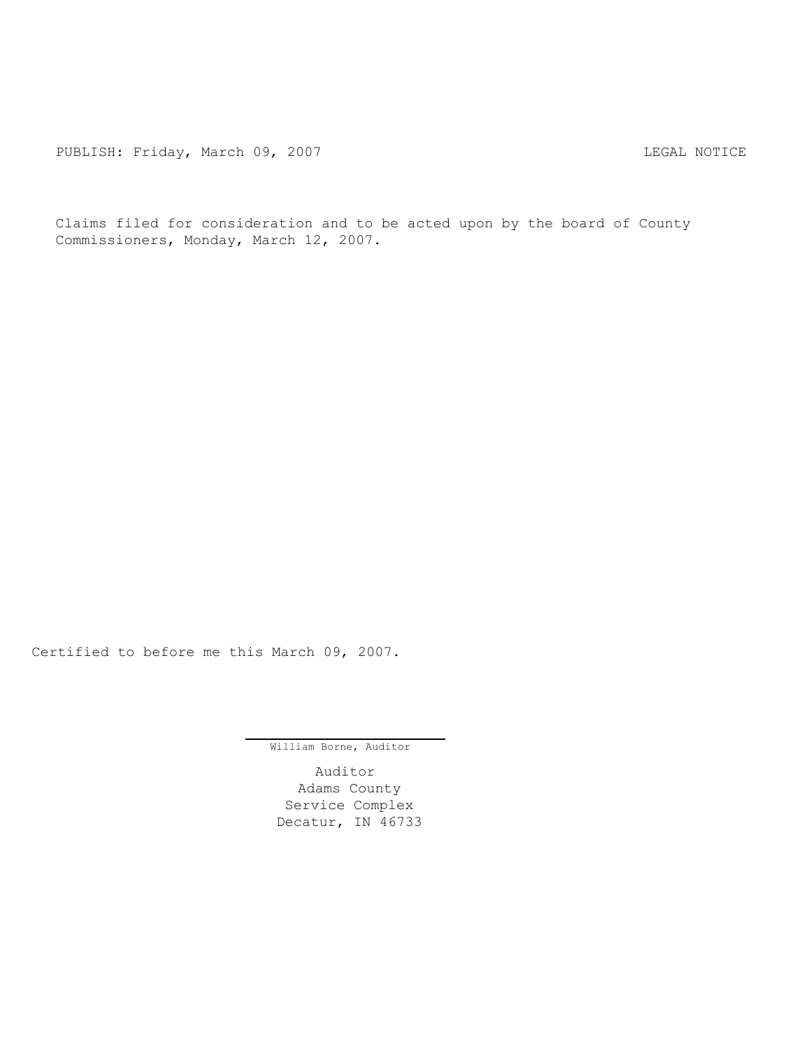PUBLISH: Friday, March 09, 2007 LEGAL NOTICE

Claims filed for consideration and to be acted upon by the board of County Commissioners, Monday, March 12, 2007.

Certified to before me this March 09, 2007.

William Borne, Auditor

Auditor
Adams County
Service Complex
Decatur, IN 46733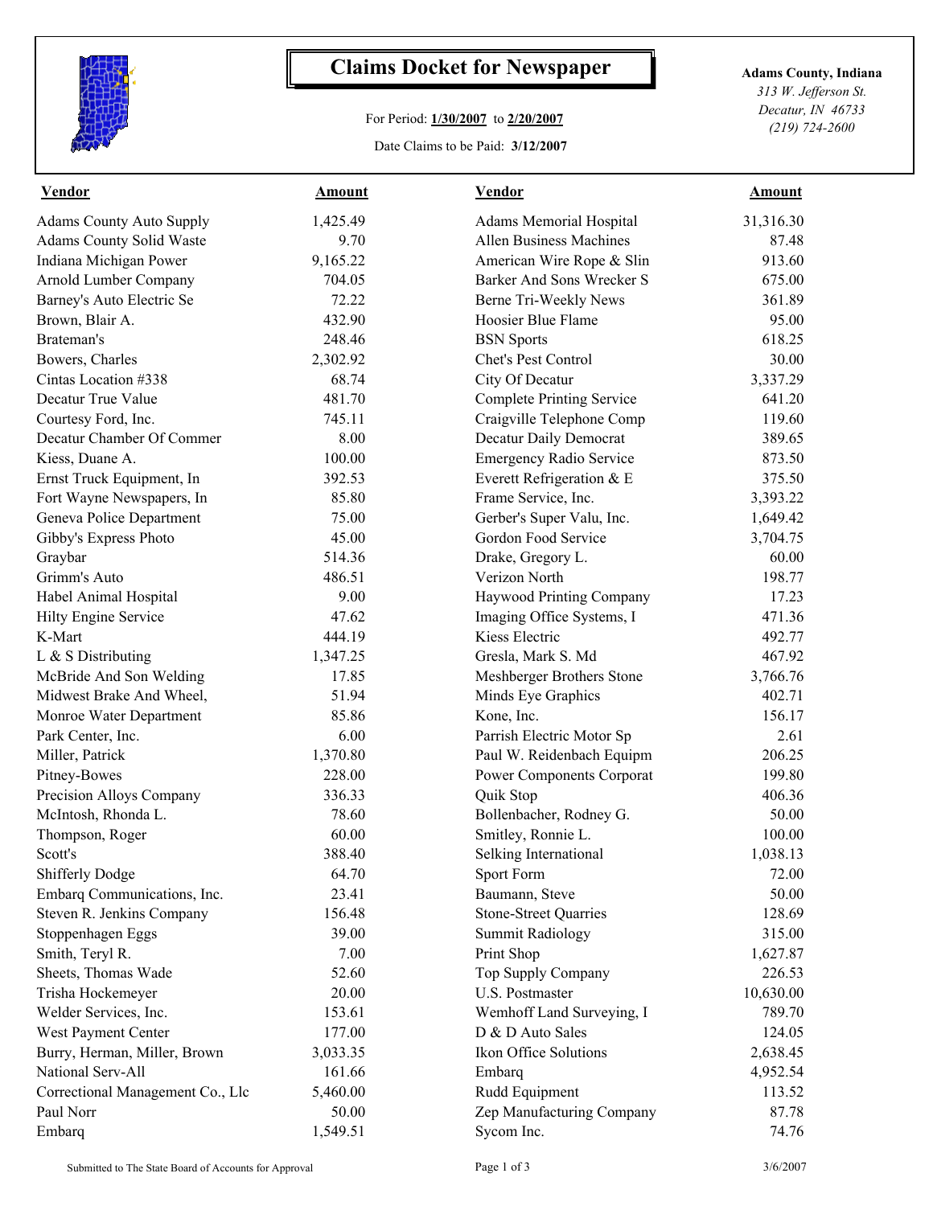# Claims Docket for Newspaper

For Period: **1/30/2007** to **2/20/2007**

Date Claims to be Paid: **3/12/2007**

**Adams County, Indiana**
*313 W. Jefferson St.*
*Decatur, IN 46733*
*(219) 724-2600*

| Vendor | Amount | Vendor | Amount |
|---|---|---|---|
| Adams County Auto Supply | 1,425.49 | Adams Memorial Hospital | 31,316.30 |
| Adams County Solid Waste | 9.70 | Allen Business Machines | 87.48 |
| Indiana Michigan Power | 9,165.22 | American Wire Rope & Slin | 913.60 |
| Arnold Lumber Company | 704.05 | Barker And Sons Wrecker S | 675.00 |
| Barney's Auto Electric Se | 72.22 | Berne Tri-Weekly News | 361.89 |
| Brown, Blair A. | 432.90 | Hoosier Blue Flame | 95.00 |
| Brateman's | 248.46 | BSN Sports | 618.25 |
| Bowers, Charles | 2,302.92 | Chet's Pest Control | 30.00 |
| Cintas Location #338 | 68.74 | City Of Decatur | 3,337.29 |
| Decatur True Value | 481.70 | Complete Printing Service | 641.20 |
| Courtesy Ford, Inc. | 745.11 | Craigville Telephone Comp | 119.60 |
| Decatur Chamber Of Commer | 8.00 | Decatur Daily Democrat | 389.65 |
| Kiess, Duane A. | 100.00 | Emergency Radio Service | 873.50 |
| Ernst Truck Equipment, In | 392.53 | Everett Refrigeration & E | 375.50 |
| Fort Wayne Newspapers, In | 85.80 | Frame Service, Inc. | 3,393.22 |
| Geneva Police Department | 75.00 | Gerber's Super Valu, Inc. | 1,649.42 |
| Gibby's Express Photo | 45.00 | Gordon Food Service | 3,704.75 |
| Graybar | 514.36 | Drake, Gregory L. | 60.00 |
| Grimm's Auto | 486.51 | Verizon North | 198.77 |
| Habel Animal Hospital | 9.00 | Haywood Printing Company | 17.23 |
| Hilty Engine Service | 47.62 | Imaging Office Systems, I | 471.36 |
| K-Mart | 444.19 | Kiess Electric | 492.77 |
| L & S Distributing | 1,347.25 | Gresla, Mark S. Md | 467.92 |
| McBride And Son Welding | 17.85 | Meshberger Brothers Stone | 3,766.76 |
| Midwest Brake And Wheel, | 51.94 | Minds Eye Graphics | 402.71 |
| Monroe Water Department | 85.86 | Kone, Inc. | 156.17 |
| Park Center, Inc. | 6.00 | Parrish Electric Motor Sp | 2.61 |
| Miller, Patrick | 1,370.80 | Paul W. Reidenbach Equipm | 206.25 |
| Pitney-Bowes | 228.00 | Power Components Corporat | 199.80 |
| Precision Alloys Company | 336.33 | Quik Stop | 406.36 |
| McIntosh, Rhonda L. | 78.60 | Bollenbacher, Rodney G. | 50.00 |
| Thompson, Roger | 60.00 | Smitley, Ronnie L. | 100.00 |
| Scott's | 388.40 | Selking International | 1,038.13 |
| Shifferly Dodge | 64.70 | Sport Form | 72.00 |
| Embarq Communications, Inc. | 23.41 | Baumann, Steve | 50.00 |
| Steven R. Jenkins Company | 156.48 | Stone-Street Quarries | 128.69 |
| Stoppenhagen Eggs | 39.00 | Summit Radiology | 315.00 |
| Smith, Teryl R. | 7.00 | Print Shop | 1,627.87 |
| Sheets, Thomas Wade | 52.60 | Top Supply Company | 226.53 |
| Trisha Hockemeyer | 20.00 | U.S. Postmaster | 10,630.00 |
| Welder Services, Inc. | 153.61 | Wemhoff Land Surveying, I | 789.70 |
| West Payment Center | 177.00 | D & D Auto Sales | 124.05 |
| Burry, Herman, Miller, Brown | 3,033.35 | Ikon Office Solutions | 2,638.45 |
| National Serv-All | 161.66 | Embarq | 4,952.54 |
| Correctional Management Co., Llc | 5,460.00 | Rudd Equipment | 113.52 |
| Paul Norr | 50.00 | Zep Manufacturing Company | 87.78 |
| Embarq | 1,549.51 | Sycom Inc. | 74.76 |

Submitted to The State Board of Accounts for Approval — 3/6/2007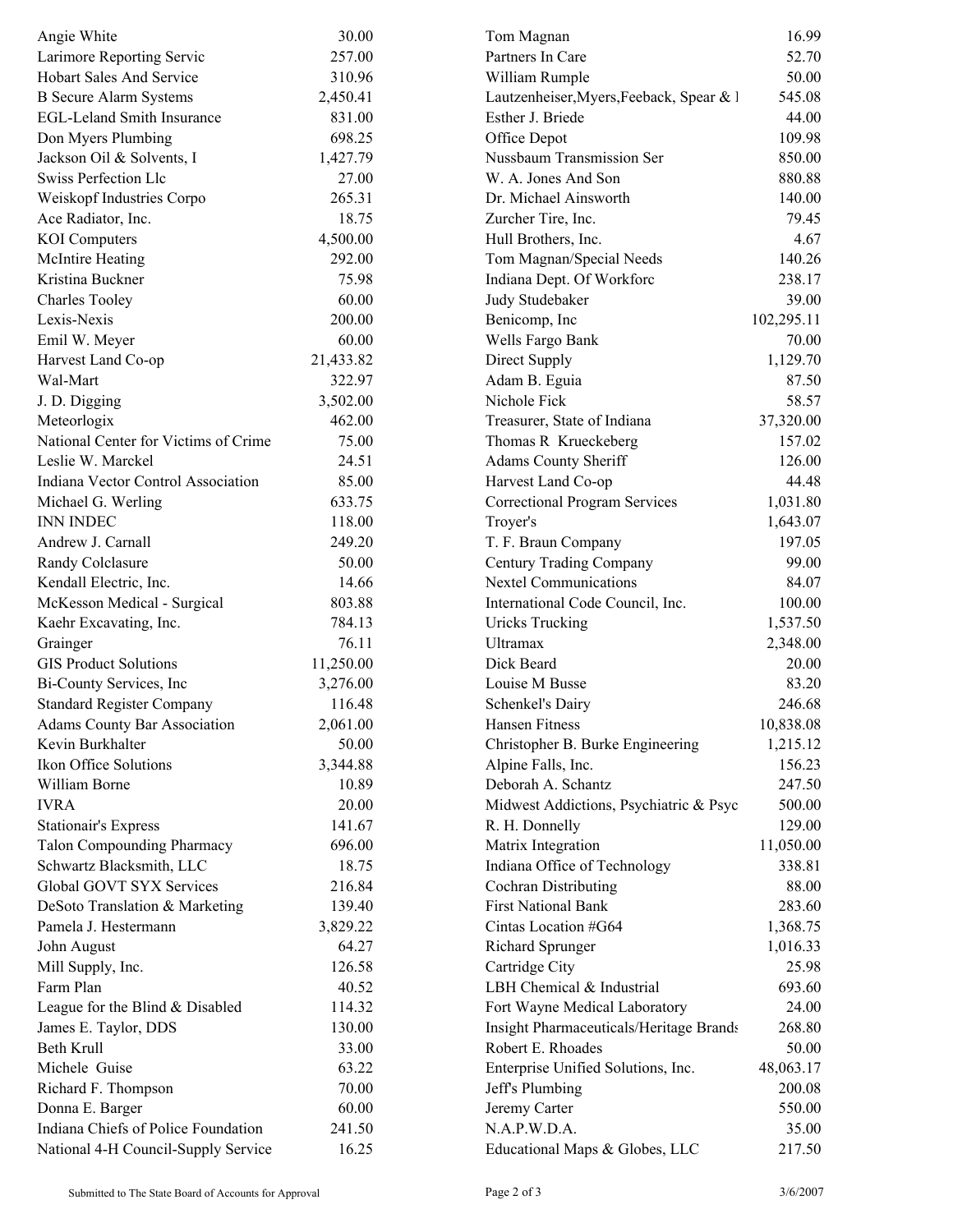| | |
|---|---|
| Angie White | 30.00 |
| Larimore Reporting Servic | 257.00 |
| Hobart Sales And Service | 310.96 |
| B Secure Alarm Systems | 2,450.41 |
| EGL-Leland Smith Insurance | 831.00 |
| Don Myers Plumbing | 698.25 |
| Jackson Oil & Solvents, I | 1,427.79 |
| Swiss Perfection Llc | 27.00 |
| Weiskopf Industries Corpo | 265.31 |
| Ace Radiator, Inc. | 18.75 |
| KOI Computers | 4,500.00 |
| McIntire Heating | 292.00 |
| Kristina Buckner | 75.98 |
| Charles Tooley | 60.00 |
| Lexis-Nexis | 200.00 |
| Emil W. Meyer | 60.00 |
| Harvest Land Co-op | 21,433.82 |
| Wal-Mart | 322.97 |
| J. D. Digging | 3,502.00 |
| Meteorlogix | 462.00 |
| National Center for Victims of Crime | 75.00 |
| Leslie W. Marckel | 24.51 |
| Indiana Vector Control Association | 85.00 |
| Michael G. Werling | 633.75 |
| INN INDEC | 118.00 |
| Andrew J. Carnall | 249.20 |
| Randy Colclasure | 50.00 |
| Kendall Electric, Inc. | 14.66 |
| McKesson Medical - Surgical | 803.88 |
| Kaehr Excavating, Inc. | 784.13 |
| Grainger | 76.11 |
| GIS Product Solutions | 11,250.00 |
| Bi-County Services, Inc | 3,276.00 |
| Standard Register Company | 116.48 |
| Adams County Bar Association | 2,061.00 |
| Kevin Burkhalter | 50.00 |
| Ikon Office Solutions | 3,344.88 |
| William Borne | 10.89 |
| IVRA | 20.00 |
| Stationair's Express | 141.67 |
| Talon Compounding Pharmacy | 696.00 |
| Schwartz Blacksmith, LLC | 18.75 |
| Global GOVT SYX Services | 216.84 |
| DeSoto Translation & Marketing | 139.40 |
| Pamela J. Hestermann | 3,829.22 |
| John August | 64.27 |
| Mill Supply, Inc. | 126.58 |
| Farm Plan | 40.52 |
| League for the Blind & Disabled | 114.32 |
| James E. Taylor, DDS | 130.00 |
| Beth Krull | 33.00 |
| Michele Guise | 63.22 |
| Richard F. Thompson | 70.00 |
| Donna E. Barger | 60.00 |
| Indiana Chiefs of Police Foundation | 241.50 |
| National 4-H Council-Supply Service | 16.25 |
| Tom Magnan | 16.99 |
| Partners In Care | 52.70 |
| William Rumple | 50.00 |
| Lautzenheiser,Myers,Feeback, Spear & I | 545.08 |
| Esther J. Briede | 44.00 |
| Office Depot | 109.98 |
| Nussbaum Transmission Ser | 850.00 |
| W. A. Jones And Son | 880.88 |
| Dr. Michael Ainsworth | 140.00 |
| Zurcher Tire, Inc. | 79.45 |
| Hull Brothers, Inc. | 4.67 |
| Tom Magnan/Special Needs | 140.26 |
| Indiana Dept. Of Workforc | 238.17 |
| Judy Studebaker | 39.00 |
| Benicomp, Inc | 102,295.11 |
| Wells Fargo Bank | 70.00 |
| Direct Supply | 1,129.70 |
| Adam B. Eguia | 87.50 |
| Nichole Fick | 58.57 |
| Treasurer, State of Indiana | 37,320.00 |
| Thomas R Krueckeberg | 157.02 |
| Adams County Sheriff | 126.00 |
| Harvest Land Co-op | 44.48 |
| Correctional Program Services | 1,031.80 |
| Troyer's | 1,643.07 |
| T. F. Braun Company | 197.05 |
| Century Trading Company | 99.00 |
| Nextel Communications | 84.07 |
| International Code Council, Inc. | 100.00 |
| Uricks Trucking | 1,537.50 |
| Ultramax | 2,348.00 |
| Dick Beard | 20.00 |
| Louise M Busse | 83.20 |
| Schenkel's Dairy | 246.68 |
| Hansen Fitness | 10,838.08 |
| Christopher B. Burke Engineering | 1,215.12 |
| Alpine Falls, Inc. | 156.23 |
| Deborah A. Schantz | 247.50 |
| Midwest Addictions, Psychiatric & Psyc | 500.00 |
| R. H. Donnelly | 129.00 |
| Matrix Integration | 11,050.00 |
| Indiana Office of Technology | 338.81 |
| Cochran Distributing | 88.00 |
| First National Bank | 283.60 |
| Cintas Location #G64 | 1,368.75 |
| Richard Sprunger | 1,016.33 |
| Cartridge City | 25.98 |
| LBH Chemical & Industrial | 693.60 |
| Fort Wayne Medical Laboratory | 24.00 |
| Insight Pharmaceuticals/Heritage Brands | 268.80 |
| Robert E. Rhoades | 50.00 |
| Enterprise Unified Solutions, Inc. | 48,063.17 |
| Jeff's Plumbing | 200.08 |
| Jeremy Carter | 550.00 |
| N.A.P.W.D.A. | 35.00 |
| Educational Maps & Globes, LLC | 217.50 |

Submitted to The State Board of Accounts for Approval

3/6/2007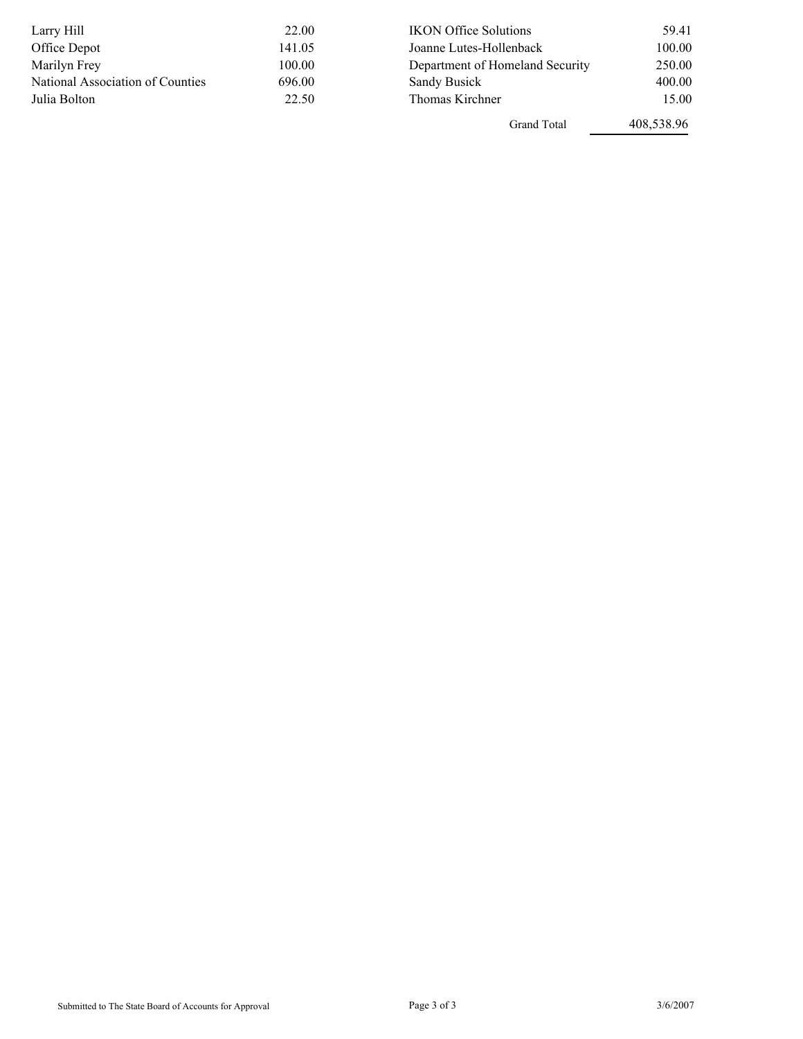| | | | |
|---|---|---|---|
| Larry Hill | 22.00 | IKON Office Solutions | 59.41 |
| Office Depot | 141.05 | Joanne Lutes-Hollenback | 100.00 |
| Marilyn Frey | 100.00 | Department of Homeland Security | 250.00 |
| National Association of Counties | 696.00 | Sandy Busick | 400.00 |
| Julia Bolton | 22.50 | Thomas Kirchner | 15.00 |
| | | Grand Total | 408,538.96 |

Submitted to The State Board of Accounts for Approval

3/6/2007